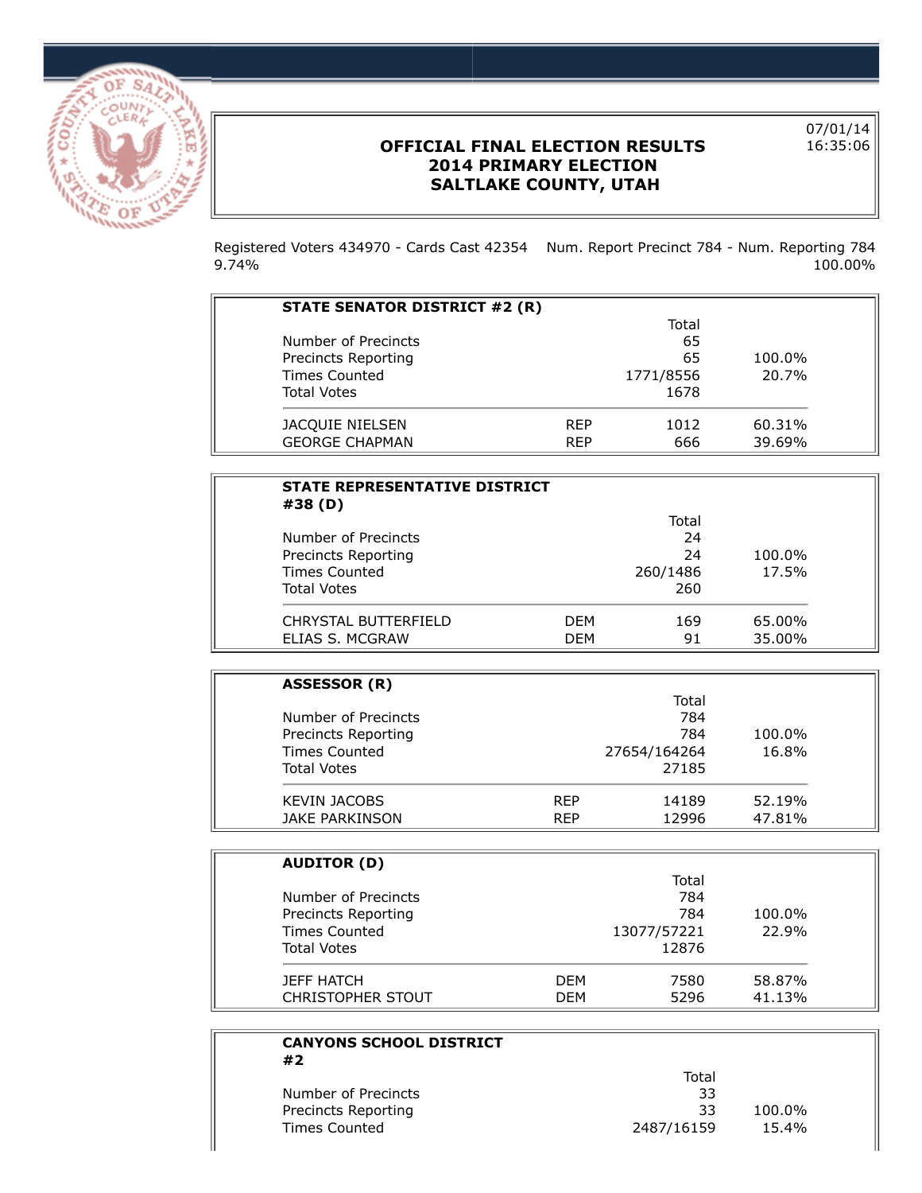# OFFICIAL FINAL ELECTION RESULTS
# 2014 PRIMARY ELECTION
# SALTLAKE COUNTY, UTAH

07/01/14
16:35:06

Registered Voters 434970 - Cards Cast 42354 9.74%

Num. Report Precinct 784 - Num. Reporting 784 100.00%

### STATE SENATOR DISTRICT #2 (R)

| | | Total | |
|---|---|---|---|
| Number of Precincts | | 65 | |
| Precincts Reporting | | 65 | 100.0% |
| Times Counted | | 1771/8556 | 20.7% |
| Total Votes | | 1678 | |
| JACQUIE NIELSEN | REP | 1012 | 60.31% |
| GEORGE CHAPMAN | REP | 666 | 39.69% |

### STATE REPRESENTATIVE DISTRICT #38 (D)

| | | Total | |
|---|---|---|---|
| Number of Precincts | | 24 | |
| Precincts Reporting | | 24 | 100.0% |
| Times Counted | | 260/1486 | 17.5% |
| Total Votes | | 260 | |
| CHRYSTAL BUTTERFIELD | DEM | 169 | 65.00% |
| ELIAS S. MCGRAW | DEM | 91 | 35.00% |

### ASSESSOR (R)

| | | Total | |
|---|---|---|---|
| Number of Precincts | | 784 | |
| Precincts Reporting | | 784 | 100.0% |
| Times Counted | | 27654/164264 | 16.8% |
| Total Votes | | 27185 | |
| KEVIN JACOBS | REP | 14189 | 52.19% |
| JAKE PARKINSON | REP | 12996 | 47.81% |

### AUDITOR (D)

| | | Total | |
|---|---|---|---|
| Number of Precincts | | 784 | |
| Precincts Reporting | | 784 | 100.0% |
| Times Counted | | 13077/57221 | 22.9% |
| Total Votes | | 12876 | |
| JEFF HATCH | DEM | 7580 | 58.87% |
| CHRISTOPHER STOUT | DEM | 5296 | 41.13% |

### CANYONS SCHOOL DISTRICT #2

| | | Total | |
|---|---|---|---|
| Number of Precincts | | 33 | |
| Precincts Reporting | | 33 | 100.0% |
| Times Counted | | 2487/16159 | 15.4% |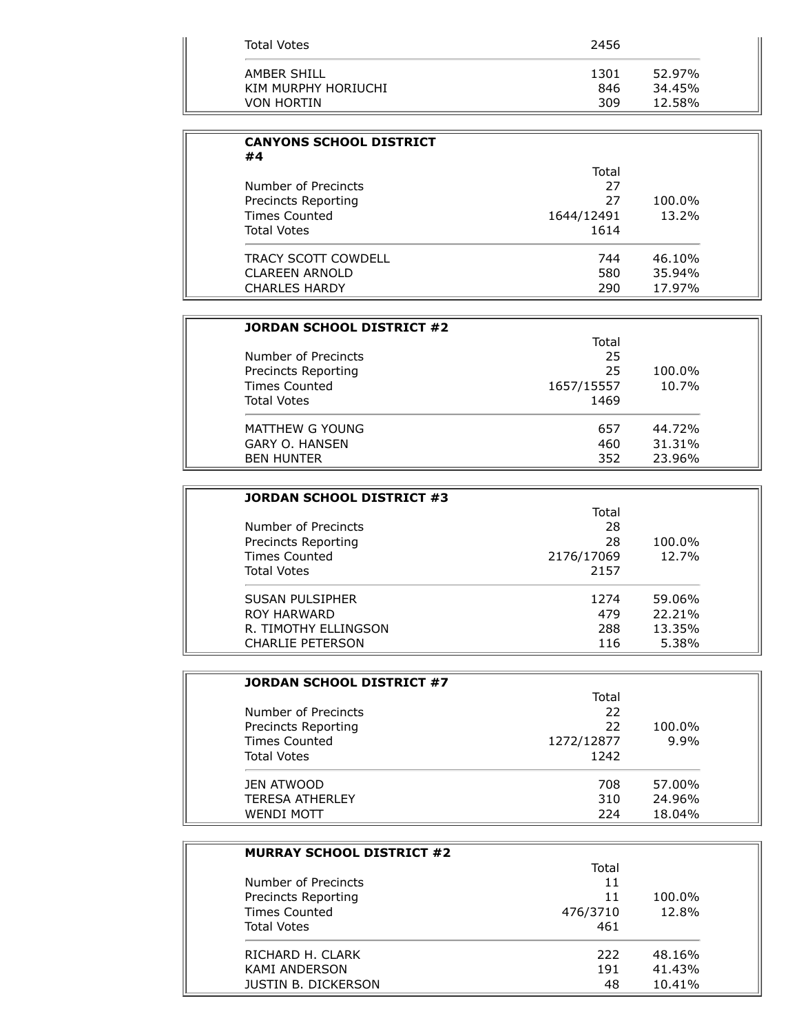| | Total | |
|---|---|---|
| Total Votes | 2456 | |
| AMBER SHILL | 1301 | 52.97% |
| KIM MURPHY HORIUCHI | 846 | 34.45% |
| VON HORTIN | 309 | 12.58% |

**CANYONS SCHOOL DISTRICT #4**

| | Total | |
|---|---|---|
| Number of Precincts | 27 | |
| Precincts Reporting | 27 | 100.0% |
| Times Counted | 1644/12491 | 13.2% |
| Total Votes | 1614 | |
| TRACY SCOTT COWDELL | 744 | 46.10% |
| CLAREEN ARNOLD | 580 | 35.94% |
| CHARLES HARDY | 290 | 17.97% |

**JORDAN SCHOOL DISTRICT #2**

| | Total | |
|---|---|---|
| Number of Precincts | 25 | |
| Precincts Reporting | 25 | 100.0% |
| Times Counted | 1657/15557 | 10.7% |
| Total Votes | 1469 | |
| MATTHEW G YOUNG | 657 | 44.72% |
| GARY O. HANSEN | 460 | 31.31% |
| BEN HUNTER | 352 | 23.96% |

**JORDAN SCHOOL DISTRICT #3**

| | Total | |
|---|---|---|
| Number of Precincts | 28 | |
| Precincts Reporting | 28 | 100.0% |
| Times Counted | 2176/17069 | 12.7% |
| Total Votes | 2157 | |
| SUSAN PULSIPHER | 1274 | 59.06% |
| ROY HARWARD | 479 | 22.21% |
| R. TIMOTHY ELLINGSON | 288 | 13.35% |
| CHARLIE PETERSON | 116 | 5.38% |

**JORDAN SCHOOL DISTRICT #7**

| | Total | |
|---|---|---|
| Number of Precincts | 22 | |
| Precincts Reporting | 22 | 100.0% |
| Times Counted | 1272/12877 | 9.9% |
| Total Votes | 1242 | |
| JEN ATWOOD | 708 | 57.00% |
| TERESA ATHERLEY | 310 | 24.96% |
| WENDI MOTT | 224 | 18.04% |

**MURRAY SCHOOL DISTRICT #2**

| | Total | |
|---|---|---|
| Number of Precincts | 11 | |
| Precincts Reporting | 11 | 100.0% |
| Times Counted | 476/3710 | 12.8% |
| Total Votes | 461 | |
| RICHARD H. CLARK | 222 | 48.16% |
| KAMI ANDERSON | 191 | 41.43% |
| JUSTIN B. DICKERSON | 48 | 10.41% |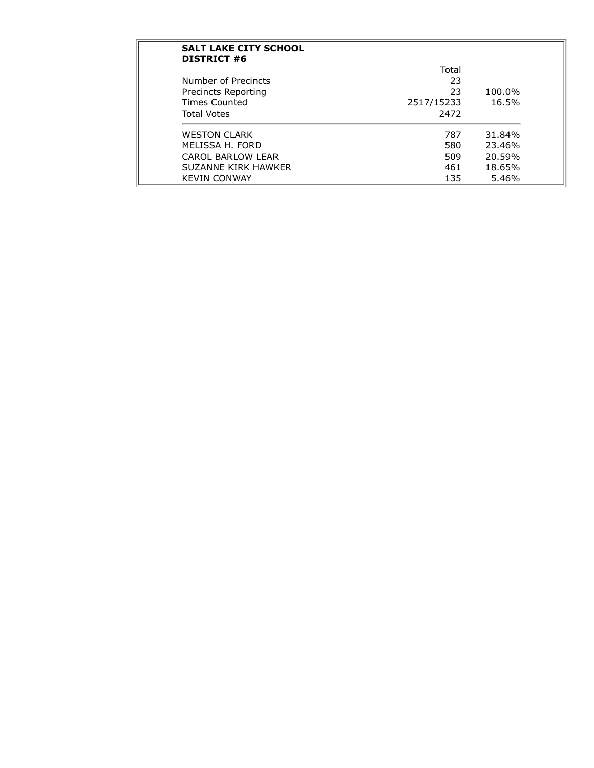**SALT LAKE CITY SCHOOL DISTRICT #6**

| | Total | |
|---|---|---|
| Number of Precincts | 23 | |
| Precincts Reporting | 23 | 100.0% |
| Times Counted | 2517/15233 | 16.5% |
| Total Votes | 2472 | |
| WESTON CLARK | 787 | 31.84% |
| MELISSA H. FORD | 580 | 23.46% |
| CAROL BARLOW LEAR | 509 | 20.59% |
| SUZANNE KIRK HAWKER | 461 | 18.65% |
| KEVIN CONWAY | 135 | 5.46% |